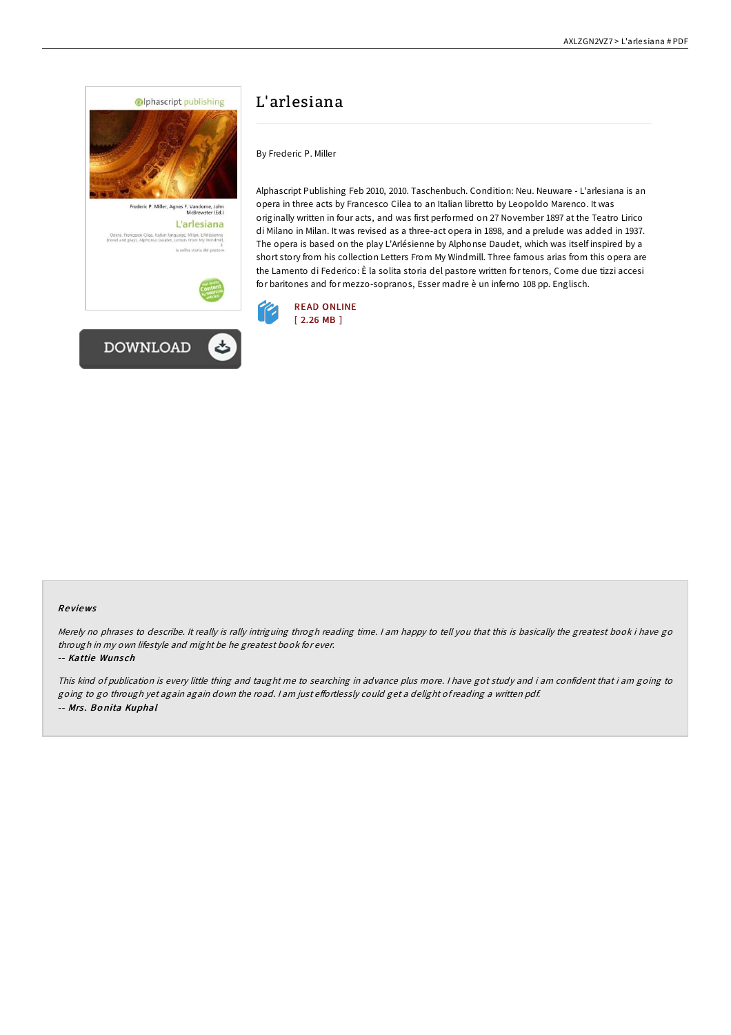# L'arlesiana

By Frederic P. Miller

Alphascript Publishing Feb 2010, 2010. Taschenbuch. Condition: Neu. Neuware - L'arlesiana is an opera in three acts by Francesco Cilea to an Italian libretto by Leopoldo Marenco. It was originally written in four acts, and was first performed on 27 November 1897 at the Teatro Lirico di Milano in Milan. It was revised as a three-act opera in 1898, and a prelude was added in 1937. The opera is based on the play L'Arlésienne by Alphonse Daudet, which was itself inspired by a short story from his collection Letters From My Windmill. Three famous arias from this opera are the Lamento di Federico: È la solita storia del pastore written for tenors, Come due tizzi accesi for baritones and for mezzo-sopranos, Esser madre è un inferno 108 pp. Englisch.

READ ONLINE
[ 2.26 MB ]

DOWNLOAD

## Reviews

*Merely no phrases to describe. It really is rally intriguing throgh reading time. I am happy to tell you that this is basically the greatest book i have go through in my own lifestyle and might be he greatest book for ever.*

-- ***Kattie Wunsch***

*This kind of publication is every little thing and taught me to searching in advance plus more. I have got study and i am confident that i am going to going to go through yet again again down the road. I am just effortlessly could get a delight of reading a written pdf.*

-- ***Mrs. Bonita Kuphal***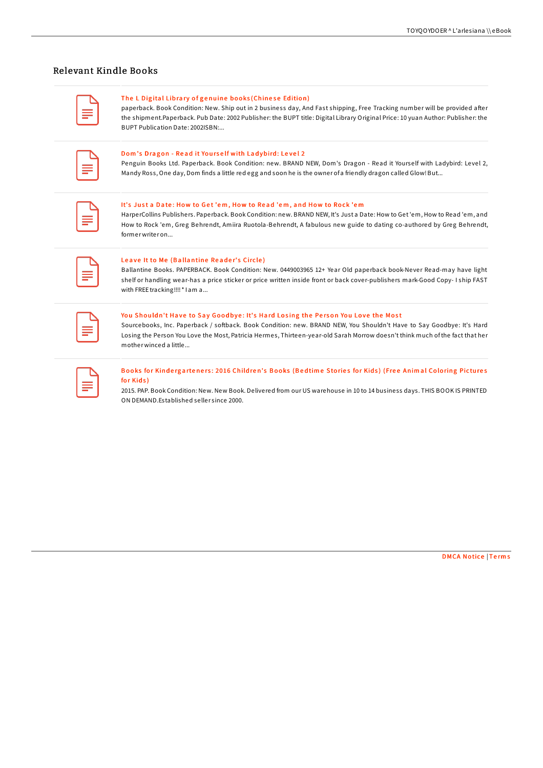## Relevant Kindle Books

### The L Digital Library of genuine books(Chinese Edition)

paperback. Book Condition: New. Ship out in 2 business day, And Fast shipping, Free Tracking number will be provided after the shipment.Paperback. Pub Date: 2002 Publisher: the BUPT title: Digital Library Original Price: 10 yuan Author: Publisher: the BUPT Publication Date: 2002ISBN:...

### Dom's Dragon - Read it Yourself with Ladybird: Level 2

Penguin Books Ltd. Paperback. Book Condition: new. BRAND NEW, Dom's Dragon - Read it Yourself with Ladybird: Level 2, Mandy Ross, One day, Dom finds a little red egg and soon he is the owner of a friendly dragon called Glow! But...

### It's Just a Date: How to Get 'em, How to Read 'em, and How to Rock 'em

HarperCollins Publishers. Paperback. Book Condition: new. BRAND NEW, It's Just a Date: How to Get 'em, How to Read 'em, and How to Rock 'em, Greg Behrendt, Amiira Ruotola-Behrendt, A fabulous new guide to dating co-authored by Greg Behrendt, former writer on...

### Leave It to Me (Ballantine Reader's Circle)

Ballantine Books. PAPERBACK. Book Condition: New. 0449003965 12+ Year Old paperback book-Never Read-may have light shelf or handling wear-has a price sticker or price written inside front or back cover-publishers mark-Good Copy- I ship FAST with FREE tracking!!!! * I am a...

### You Shouldn't Have to Say Goodbye: It's Hard Losing the Person You Love the Most

Sourcebooks, Inc. Paperback / softback. Book Condition: new. BRAND NEW, You Shouldn't Have to Say Goodbye: It's Hard Losing the Person You Love the Most, Patricia Hermes, Thirteen-year-old Sarah Morrow doesn't think much of the fact that her mother winced a little...

### Books for Kindergarteners: 2016 Children's Books (Bedtime Stories for Kids) (Free Animal Coloring Pictures for Kids)

2015. PAP. Book Condition: New. New Book. Delivered from our US warehouse in 10 to 14 business days. THIS BOOK IS PRINTED ON DEMAND.Established seller since 2000.